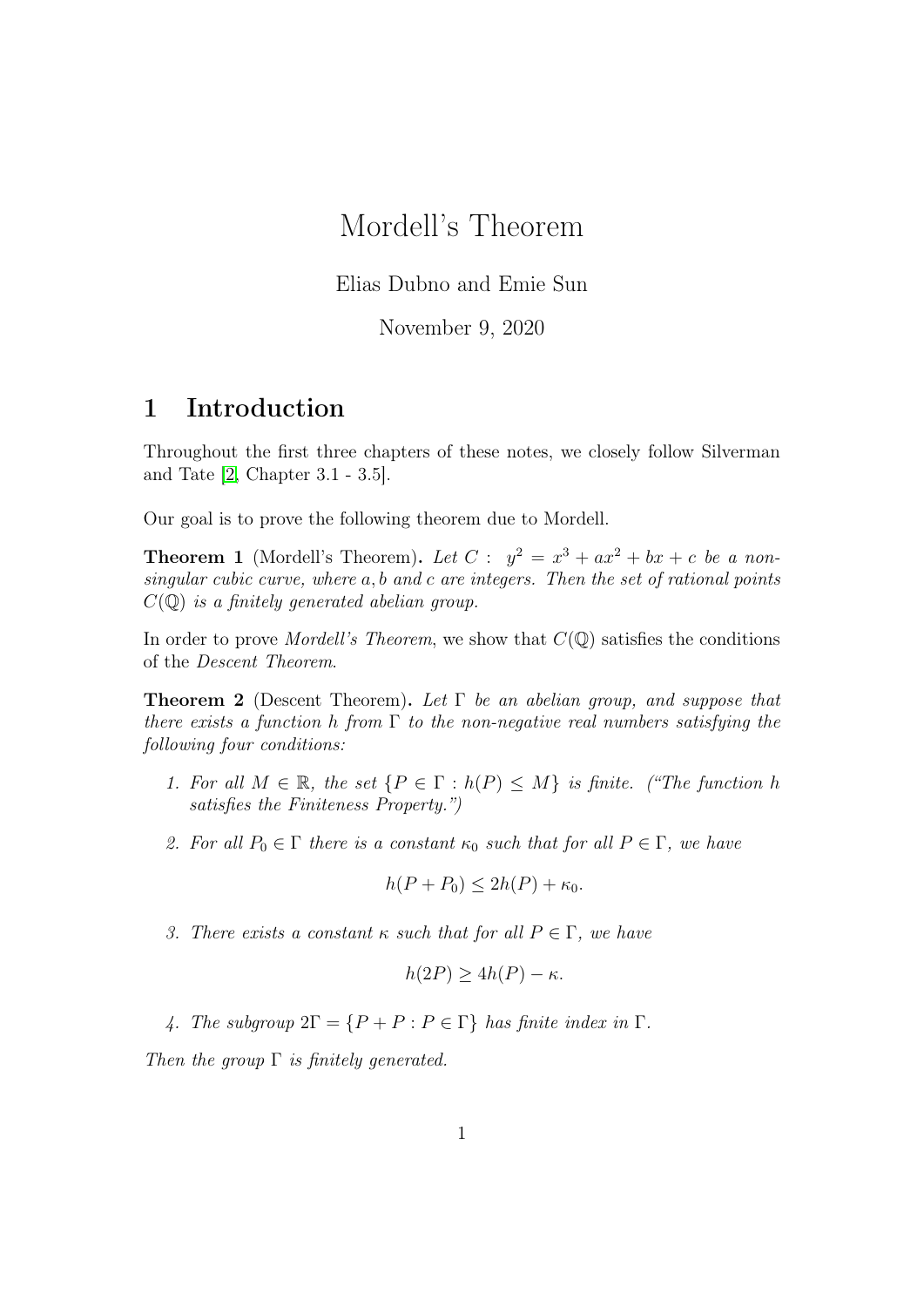# Mordell's Theorem

Elias Dubno and Emie Sun

November 9, 2020

## 1 Introduction

Throughout the first three chapters of these notes, we closely follow Silverman and Tate [2, Chapter 3.1 - 3.5].

Our goal is to prove the following theorem due to Mordell.

**Theorem 1** (Mordell's Theorem)**.** *Let $C: \ y^2 = x^3 + ax^2 + bx + c$ be a non-singular cubic curve, where $a, b$ and $c$ are integers. Then the set of rational points $C(\mathbb{Q})$ is a finitely generated abelian group.*

In order to prove *Mordell's Theorem*, we show that $C(\mathbb{Q})$ satisfies the conditions of the *Descent Theorem*.

**Theorem 2** (Descent Theorem)**.** *Let $\Gamma$ be an abelian group, and suppose that there exists a function $h$ from $\Gamma$ to the non-negative real numbers satisfying the following four conditions:*

1. *For all $M \in \mathbb{R}$, the set $\{P \in \Gamma : h(P) \leq M\}$ is finite. ("The function $h$ satisfies the Finiteness Property.")*
2. *For all $P_0 \in \Gamma$ there is a constant $\kappa_0$ such that for all $P \in \Gamma$, we have*
$$h(P + P_0) \leq 2h(P) + \kappa_0.$$
3. *There exists a constant $\kappa$ such that for all $P \in \Gamma$, we have*
$$h(2P) \geq 4h(P) - \kappa.$$
4. *The subgroup $2\Gamma = \{P + P : P \in \Gamma\}$ has finite index in $\Gamma$.*

*Then the group $\Gamma$ is finitely generated.*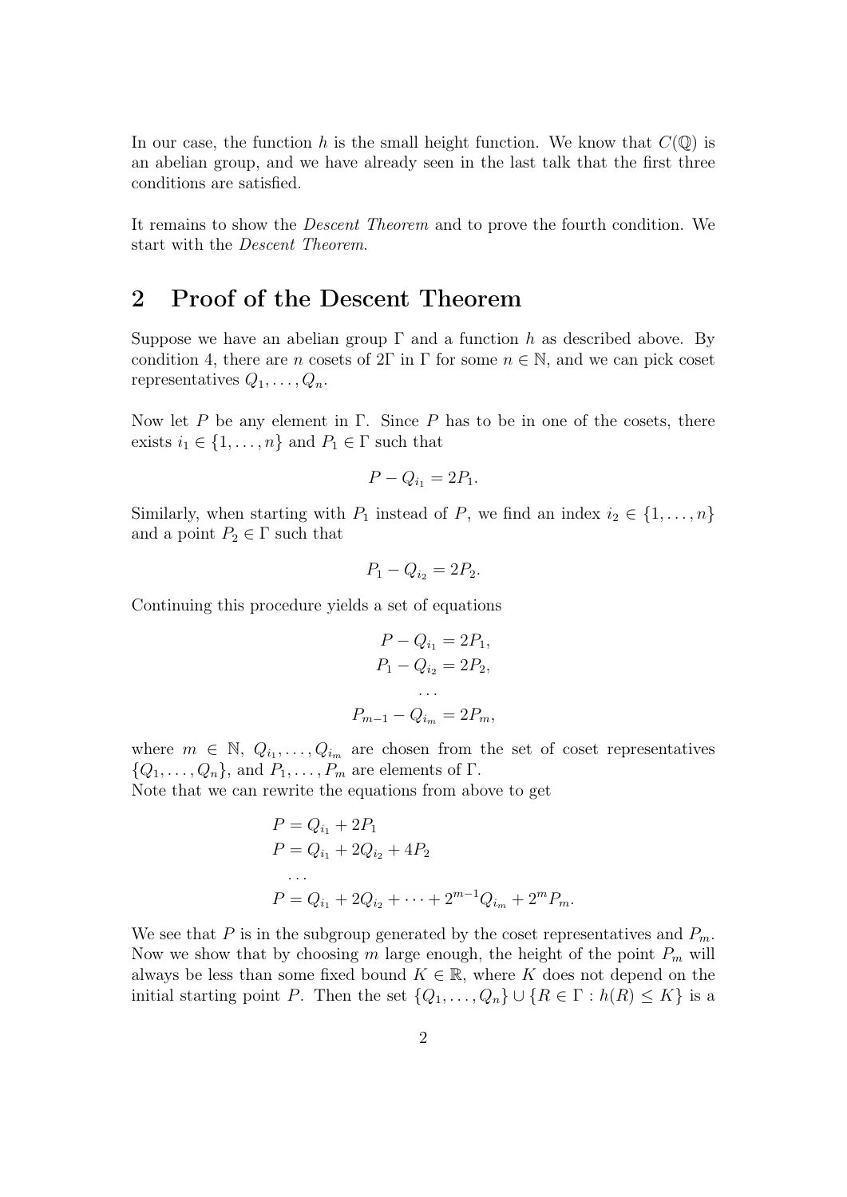In our case, the function $h$ is the small height function. We know that $C(\mathbb{Q})$ is an abelian group, and we have already seen in the last talk that the first three conditions are satisfied.

It remains to show the *Descent Theorem* and to prove the fourth condition. We start with the *Descent Theorem*.

## 2 Proof of the Descent Theorem

Suppose we have an abelian group $\Gamma$ and a function $h$ as described above. By condition 4, there are $n$ cosets of $2\Gamma$ in $\Gamma$ for some $n \in \mathbb{N}$, and we can pick coset representatives $Q_1, \ldots, Q_n$.

Now let $P$ be any element in $\Gamma$. Since $P$ has to be in one of the cosets, there exists $i_1 \in \{1, \ldots, n\}$ and $P_1 \in \Gamma$ such that

$$P - Q_{i_1} = 2P_1.$$

Similarly, when starting with $P_1$ instead of $P$, we find an index $i_2 \in \{1, \ldots, n\}$ and a point $P_2 \in \Gamma$ such that

$$P_1 - Q_{i_2} = 2P_2.$$

Continuing this procedure yields a set of equations

$$\begin{aligned} P - Q_{i_1} &= 2P_1, \\ P_1 - Q_{i_2} &= 2P_2, \\ &\cdots \\ P_{m-1} - Q_{i_m} &= 2P_m, \end{aligned}$$

where $m \in \mathbb{N}$, $Q_{i_1}, \ldots, Q_{i_m}$ are chosen from the set of coset representatives $\{Q_1, \ldots, Q_n\}$, and $P_1, \ldots, P_m$ are elements of $\Gamma$.
Note that we can rewrite the equations from above to get

$$\begin{aligned} P &= Q_{i_1} + 2P_1 \\ P &= Q_{i_1} + 2Q_{i_2} + 4P_2 \\ &\cdots \\ P &= Q_{i_1} + 2Q_{i_2} + \cdots + 2^{m-1}Q_{i_m} + 2^m P_m. \end{aligned}$$

We see that $P$ is in the subgroup generated by the coset representatives and $P_m$. Now we show that by choosing $m$ large enough, the height of the point $P_m$ will always be less than some fixed bound $K \in \mathbb{R}$, where $K$ does not depend on the initial starting point $P$. Then the set $\{Q_1, \ldots, Q_n\} \cup \{R \in \Gamma : h(R) \leq K\}$ is a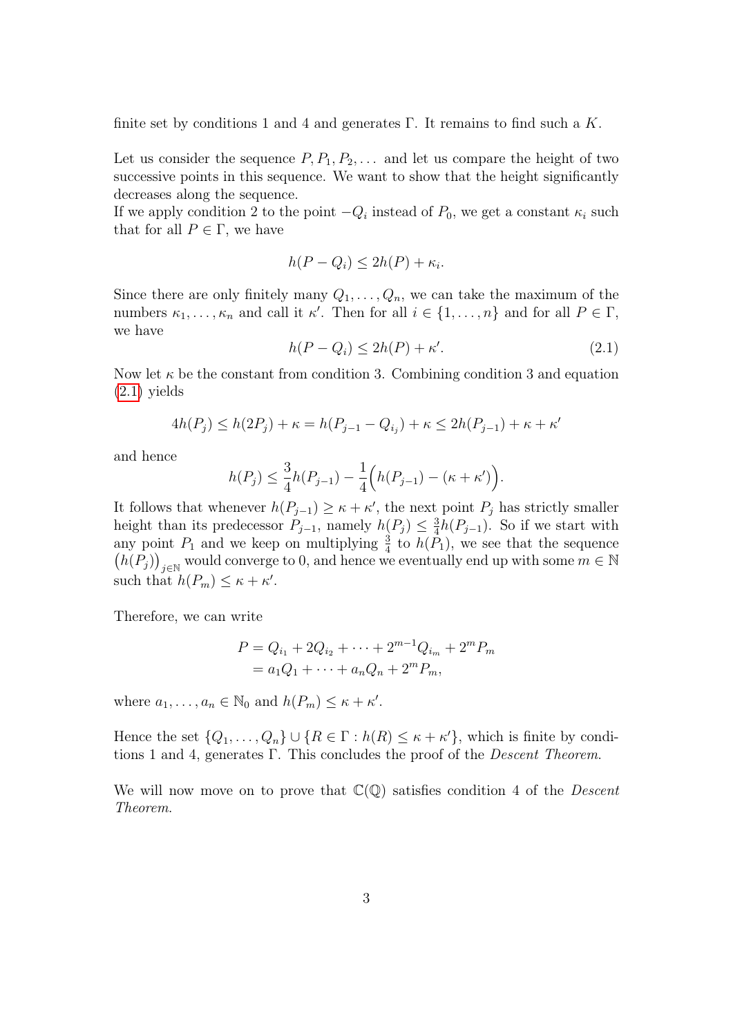finite set by conditions 1 and 4 and generates $\Gamma$. It remains to find such a $K$.

Let us consider the sequence $P, P_1, P_2, \dots$ and let us compare the height of two successive points in this sequence. We want to show that the height significantly decreases along the sequence.
If we apply condition 2 to the point $-Q_i$ instead of $P_0$, we get a constant $\kappa_i$ such that for all $P \in \Gamma$, we have

$$h(P - Q_i) \leq 2h(P) + \kappa_i.$$

Since there are only finitely many $Q_1, \dots, Q_n$, we can take the maximum of the numbers $\kappa_1, \dots, \kappa_n$ and call it $\kappa'$. Then for all $i \in \{1, \dots, n\}$ and for all $P \in \Gamma$, we have

$$h(P - Q_i) \leq 2h(P) + \kappa'. \tag{2.1}$$

Now let $\kappa$ be the constant from condition 3. Combining condition 3 and equation (2.1) yields

$$4h(P_j) \leq h(2P_j) + \kappa = h(P_{j-1} - Q_{i_j}) + \kappa \leq 2h(P_{j-1}) + \kappa + \kappa'$$

and hence

$$h(P_j) \leq \frac{3}{4}h(P_{j-1}) - \frac{1}{4}\Big(h(P_{j-1}) - (\kappa + \kappa')\Big).$$

It follows that whenever $h(P_{j-1}) \geq \kappa + \kappa'$, the next point $P_j$ has strictly smaller height than its predecessor $P_{j-1}$, namely $h(P_j) \leq \frac{3}{4}h(P_{j-1})$. So if we start with any point $P_1$ and we keep on multiplying $\frac{3}{4}$ to $h(P_1)$, we see that the sequence $\big(h(P_j)\big)_{j\in\mathbb{N}}$ would converge to 0, and hence we eventually end up with some $m \in \mathbb{N}$ such that $h(P_m) \leq \kappa + \kappa'$.

Therefore, we can write

$$\begin{aligned} P &= Q_{i_1} + 2Q_{i_2} + \cdots + 2^{m-1}Q_{i_m} + 2^m P_m \\ &= a_1 Q_1 + \cdots + a_n Q_n + 2^m P_m, \end{aligned}$$

where $a_1, \dots, a_n \in \mathbb{N}_0$ and $h(P_m) \leq \kappa + \kappa'$.

Hence the set $\{Q_1, \dots, Q_n\} \cup \{R \in \Gamma : h(R) \leq \kappa + \kappa'\}$, which is finite by conditions 1 and 4, generates $\Gamma$. This concludes the proof of the *Descent Theorem*.

We will now move on to prove that $\mathbb{C}(\mathbb{Q})$ satisfies condition 4 of the *Descent Theorem*.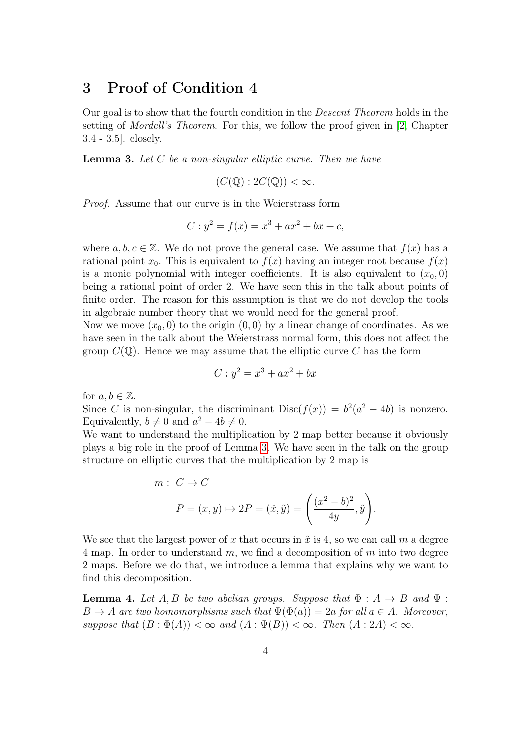# 3 Proof of Condition 4

Our goal is to show that the fourth condition in the *Descent Theorem* holds in the setting of *Mordell's Theorem*. For this, we follow the proof given in [2, Chapter 3.4 - 3.5]. closely.

**Lemma 3.** *Let $C$ be a non-singular elliptic curve. Then we have*

$$(C(\mathbb{Q}) : 2C(\mathbb{Q})) < \infty.$$

*Proof.* Assume that our curve is in the Weierstrass form

$$C : y^2 = f(x) = x^3 + ax^2 + bx + c,$$

where $a, b, c \in \mathbb{Z}$. We do not prove the general case. We assume that $f(x)$ has a rational point $x_0$. This is equivalent to $f(x)$ having an integer root because $f(x)$ is a monic polynomial with integer coefficients. It is also equivalent to $(x_0, 0)$ being a rational point of order 2. We have seen this in the talk about points of finite order. The reason for this assumption is that we do not develop the tools in algebraic number theory that we would need for the general proof.

Now we move $(x_0, 0)$ to the origin $(0, 0)$ by a linear change of coordinates. As we have seen in the talk about the Weierstrass normal form, this does not affect the group $C(\mathbb{Q})$. Hence we may assume that the elliptic curve $C$ has the form

$$C : y^2 = x^3 + ax^2 + bx$$

for $a, b \in \mathbb{Z}$.

Since $C$ is non-singular, the discriminant $\text{Disc}(f(x)) = b^2(a^2 - 4b)$ is nonzero. Equivalently, $b \neq 0$ and $a^2 - 4b \neq 0$.

We want to understand the multiplication by 2 map better because it obviously plays a big role in the proof of Lemma 3. We have seen in the talk on the group structure on elliptic curves that the multiplication by 2 map is

$$m : \; C \to C$$
$$P = (x, y) \mapsto 2P = (\tilde{x}, \tilde{y}) = \left( \frac{(x^2 - b)^2}{4y}, \tilde{y} \right).$$

We see that the largest power of $x$ that occurs in $\tilde{x}$ is 4, so we can call $m$ a degree 4 map. In order to understand $m$, we find a decomposition of $m$ into two degree 2 maps. Before we do that, we introduce a lemma that explains why we want to find this decomposition.

**Lemma 4.** *Let $A, B$ be two abelian groups. Suppose that $\Phi : A \to B$ and $\Psi : B \to A$ are two homomorphisms such that $\Psi(\Phi(a)) = 2a$ for all $a \in A$. Moreover, suppose that $(B : \Phi(A)) < \infty$ and $(A : \Psi(B)) < \infty$. Then $(A : 2A) < \infty$.*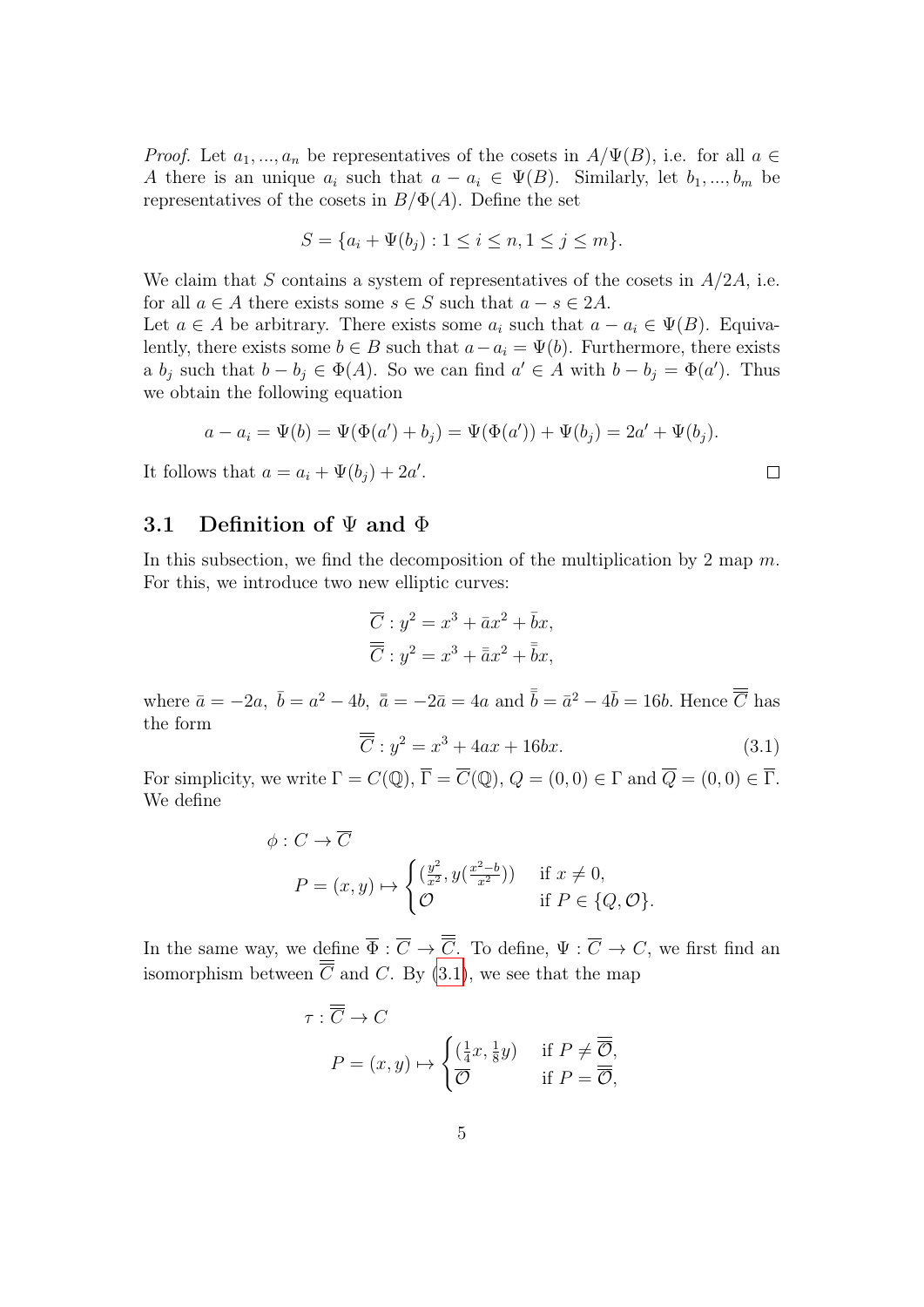*Proof.* Let $a_1, ..., a_n$ be representatives of the cosets in $A/\Psi(B)$, i.e. for all $a \in A$ there is an unique $a_i$ such that $a - a_i \in \Psi(B)$. Similarly, let $b_1, ..., b_m$ be representatives of the cosets in $B/\Phi(A)$. Define the set

$$S = \{a_i + \Psi(b_j) : 1 \le i \le n, 1 \le j \le m\}.$$

We claim that $S$ contains a system of representatives of the cosets in $A/2A$, i.e. for all $a \in A$ there exists some $s \in S$ such that $a - s \in 2A$.

Let $a \in A$ be arbitrary. There exists some $a_i$ such that $a - a_i \in \Psi(B)$. Equivalently, there exists some $b \in B$ such that $a - a_i = \Psi(b)$. Furthermore, there exists a $b_j$ such that $b - b_j \in \Phi(A)$. So we can find $a' \in A$ with $b - b_j = \Phi(a')$. Thus we obtain the following equation

$$a - a_i = \Psi(b) = \Psi(\Phi(a') + b_j) = \Psi(\Phi(a')) + \Psi(b_j) = 2a' + \Psi(b_j).$$

It follows that $a = a_i + \Psi(b_j) + 2a'$. $\square$

## 3.1 Definition of $\Psi$ and $\Phi$

In this subsection, we find the decomposition of the multiplication by 2 map $m$. For this, we introduce two new elliptic curves:

$$\overline{C} : y^2 = x^3 + \bar{a}x^2 + \bar{b}x,$$
$$\overline{\overline{C}} : y^2 = x^3 + \bar{\bar{a}}x^2 + \bar{\bar{b}}x,$$

where $\bar{a} = -2a,\ \bar{b} = a^2 - 4b,\ \bar{\bar{a}} = -2\bar{a} = 4a$ and $\bar{\bar{b}} = \bar{a}^2 - 4\bar{b} = 16b$. Hence $\overline{\overline{C}}$ has the form

$$\overline{\overline{C}} : y^2 = x^3 + 4ax + 16bx. \tag{3.1}$$

For simplicity, we write $\Gamma = C(\mathbb{Q})$, $\overline{\Gamma} = \overline{C}(\mathbb{Q})$, $Q = (0,0) \in \Gamma$ and $\overline{Q} = (0,0) \in \overline{\Gamma}$. We define

$$\phi : C \to \overline{C}$$
$$P = (x,y) \mapsto \begin{cases} (\frac{y^2}{x^2}, y(\frac{x^2 - b}{x^2})) & \text{if } x \neq 0, \\ \mathcal{O} & \text{if } P \in \{Q, \mathcal{O}\}. \end{cases}$$

In the same way, we define $\overline{\Phi} : \overline{C} \to \overline{\overline{C}}$. To define, $\Psi : \overline{C} \to C$, we first find an isomorphism between $\overline{\overline{C}}$ and $C$. By (3.1), we see that the map

$$\tau : \overline{\overline{C}} \to C$$
$$P = (x,y) \mapsto \begin{cases} (\frac{1}{4}x, \frac{1}{8}y) & \text{if } P \neq \overline{\overline{\mathcal{O}}}, \\ \overline{\mathcal{O}} & \text{if } P = \overline{\overline{\mathcal{O}}}, \end{cases}$$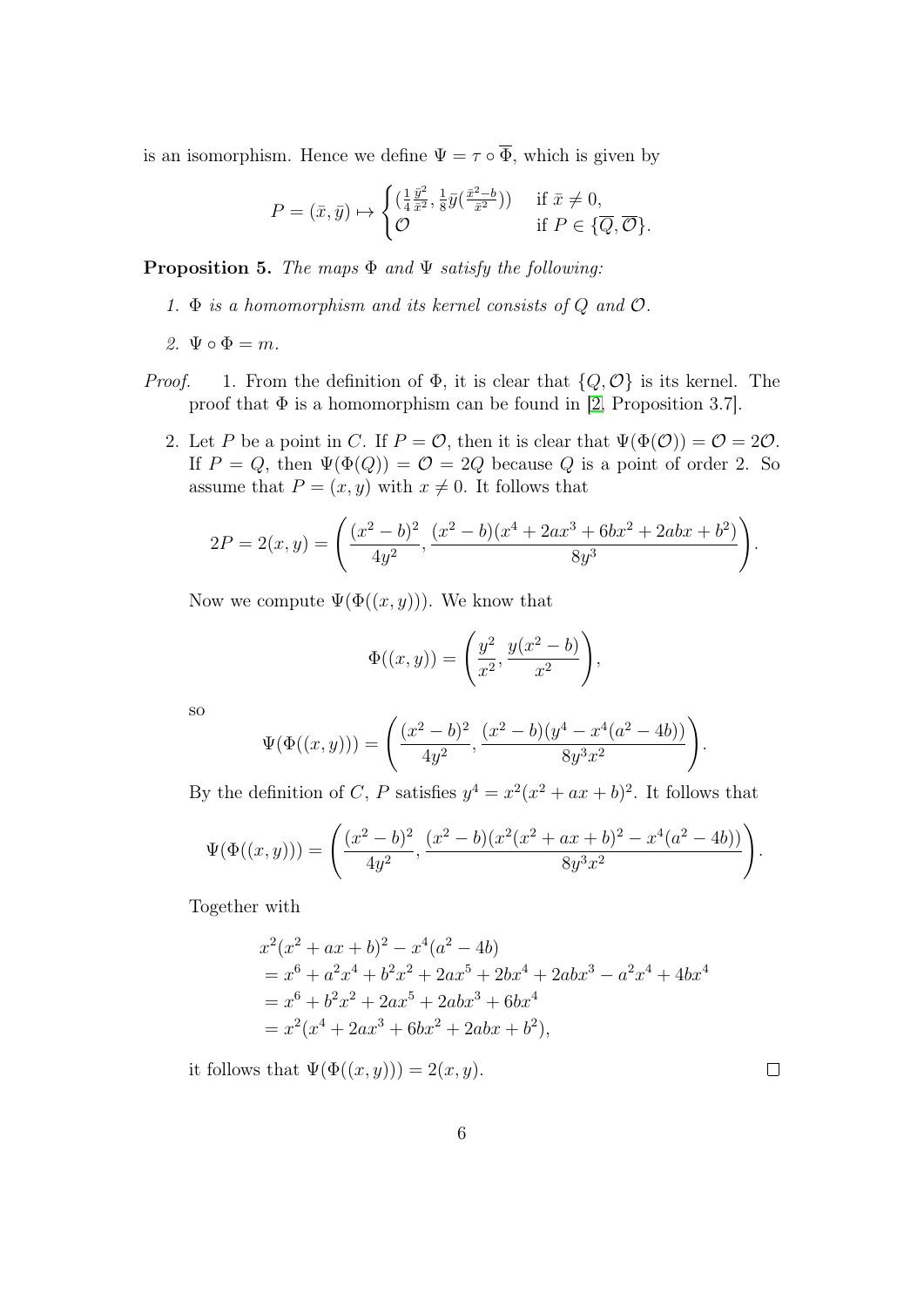is an isomorphism. Hence we define $\Psi = \tau \circ \overline{\Phi}$, which is given by

$$P = (\bar{x}, \bar{y}) \mapsto \begin{cases} (\frac{1}{4}\frac{\bar{y}^2}{\bar{x}^2}, \frac{1}{8}\bar{y}(\frac{\bar{x}^2 - b}{\bar{x}^2})) & \text{if } \bar{x} \neq 0, \\ \mathcal{O} & \text{if } P \in \{\overline{Q}, \overline{\mathcal{O}}\}. \end{cases}$$

**Proposition 5.** *The maps $\Phi$ and $\Psi$ satisfy the following:*

1. *$\Phi$ is a homomorphism and its kernel consists of $Q$ and $\mathcal{O}$.*
2. *$\Psi \circ \Phi = m$.*

*Proof.*

1. From the definition of $\Phi$, it is clear that $\{Q, \mathcal{O}\}$ is its kernel. The proof that $\Phi$ is a homomorphism can be found in [2, Proposition 3.7].

2. Let $P$ be a point in $C$. If $P = \mathcal{O}$, then it is clear that $\Psi(\Phi(\mathcal{O})) = \mathcal{O} = 2\mathcal{O}$. If $P = Q$, then $\Psi(\Phi(Q)) = \mathcal{O} = 2Q$ because $Q$ is a point of order 2. So assume that $P = (x, y)$ with $x \neq 0$. It follows that

$$2P = 2(x, y) = \left( \frac{(x^2 - b)^2}{4y^2}, \frac{(x^2 - b)(x^4 + 2ax^3 + 6bx^2 + 2abx + b^2)}{8y^3} \right).$$

Now we compute $\Psi(\Phi((x, y)))$. We know that

$$\Phi((x, y)) = \left( \frac{y^2}{x^2}, \frac{y(x^2 - b)}{x^2} \right),$$

so

$$\Psi(\Phi((x, y))) = \left( \frac{(x^2 - b)^2}{4y^2}, \frac{(x^2 - b)(y^4 - x^4(a^2 - 4b))}{8y^3x^2} \right).$$

By the definition of $C$, $P$ satisfies $y^4 = x^2(x^2 + ax + b)^2$. It follows that

$$\Psi(\Phi((x, y))) = \left( \frac{(x^2 - b)^2}{4y^2}, \frac{(x^2 - b)(x^2(x^2 + ax + b)^2 - x^4(a^2 - 4b))}{8y^3x^2} \right).$$

Together with

$$\begin{aligned}
&x^2(x^2 + ax + b)^2 - x^4(a^2 - 4b) \\
&= x^6 + a^2x^4 + b^2x^2 + 2ax^5 + 2bx^4 + 2abx^3 - a^2x^4 + 4bx^4 \\
&= x^6 + b^2x^2 + 2ax^5 + 2abx^3 + 6bx^4 \\
&= x^2(x^4 + 2ax^3 + 6bx^2 + 2abx + b^2),
\end{aligned}$$

it follows that $\Psi(\Phi((x, y))) = 2(x, y)$. □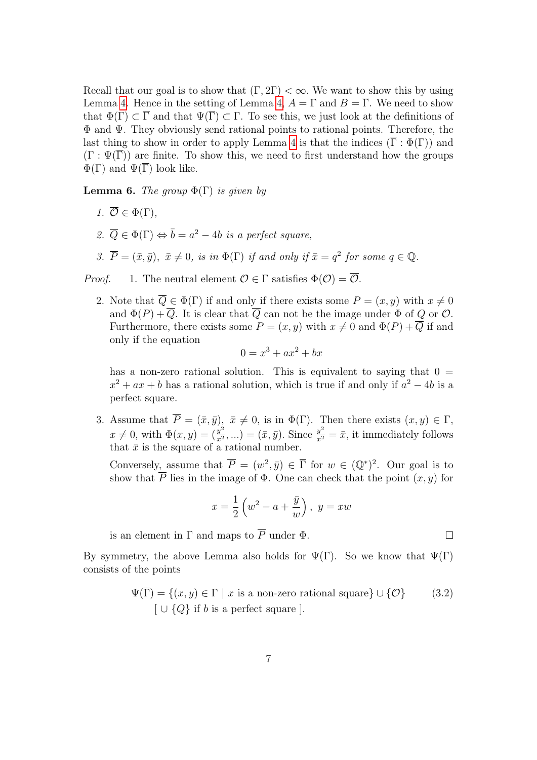Recall that our goal is to show that $(\Gamma, 2\Gamma) < \infty$. We want to show this by using Lemma 4. Hence in the setting of Lemma 4, $A = \Gamma$ and $B = \overline{\Gamma}$. We need to show that $\Phi(\Gamma) \subset \overline{\Gamma}$ and that $\Psi(\overline{\Gamma}) \subset \Gamma$. To see this, we just look at the definitions of $\Phi$ and $\Psi$. They obviously send rational points to rational points. Therefore, the last thing to show in order to apply Lemma 4 is that the indices $(\overline{\Gamma} : \Phi(\Gamma))$ and $(\Gamma : \Psi(\overline{\Gamma}))$ are finite. To show this, we need to first understand how the groups $\Phi(\Gamma)$ and $\Psi(\overline{\Gamma})$ look like.

**Lemma 6.** *The group $\Phi(\Gamma)$ is given by*

1. $\overline{\mathcal{O}} \in \Phi(\Gamma)$,
2. $\overline{Q} \in \Phi(\Gamma) \Leftrightarrow \bar{b} = a^2 - 4b$ *is a perfect square,*
3. $\overline{P} = (\bar{x}, \bar{y})$, $\bar{x} \neq 0$, *is in* $\Phi(\Gamma)$ *if and only if* $\bar{x} = q^2$ *for some* $q \in \mathbb{Q}$.

*Proof.*

1. The neutral element $\mathcal{O} \in \Gamma$ satisfies $\Phi(\mathcal{O}) = \overline{\mathcal{O}}$.
2. Note that $\overline{Q} \in \Phi(\Gamma)$ if and only if there exists some $P = (x, y)$ with $x \neq 0$ and $\Phi(P) + \overline{Q}$. It is clear that $\overline{Q}$ can not be the image under $\Phi$ of $Q$ or $\mathcal{O}$. Furthermore, there exists some $P = (x, y)$ with $x \neq 0$ and $\Phi(P) + \overline{Q}$ if and only if the equation
$$0 = x^3 + ax^2 + bx$$
has a non-zero rational solution. This is equivalent to saying that $0 = x^2 + ax + b$ has a rational solution, which is true if and only if $a^2 - 4b$ is a perfect square.
3. Assume that $\overline{P} = (\bar{x}, \bar{y})$, $\bar{x} \neq 0$, is in $\Phi(\Gamma)$. Then there exists $(x, y) \in \Gamma$, $x \neq 0$, with $\Phi(x, y) = (\frac{y^2}{x^2}, ...) = (\bar{x}, \bar{y})$. Since $\frac{y^2}{x^2} = \bar{x}$, it immediately follows that $\bar{x}$ is the square of a rational number.

   Conversely, assume that $\overline{P} = (w^2, \bar{y}) \in \overline{\Gamma}$ for $w \in (\mathbb{Q}^*)^2$. Our goal is to show that $\overline{P}$ lies in the image of $\Phi$. One can check that the point $(x, y)$ for
$$x = \frac{1}{2}\left(w^2 - a + \frac{\bar{y}}{w}\right),\ y = xw$$
   is an element in $\Gamma$ and maps to $\overline{P}$ under $\Phi$. $\square$

By symmetry, the above Lemma also holds for $\Psi(\overline{\Gamma})$. So we know that $\Psi(\overline{\Gamma})$ consists of the points

$$\Psi(\overline{\Gamma}) = \{(x, y) \in \Gamma \mid x \text{ is a non-zero rational square}\} \cup \{\mathcal{O}\} \qquad (3.2)$$
$$[\ \cup \{Q\} \text{ if } b \text{ is a perfect square }].$$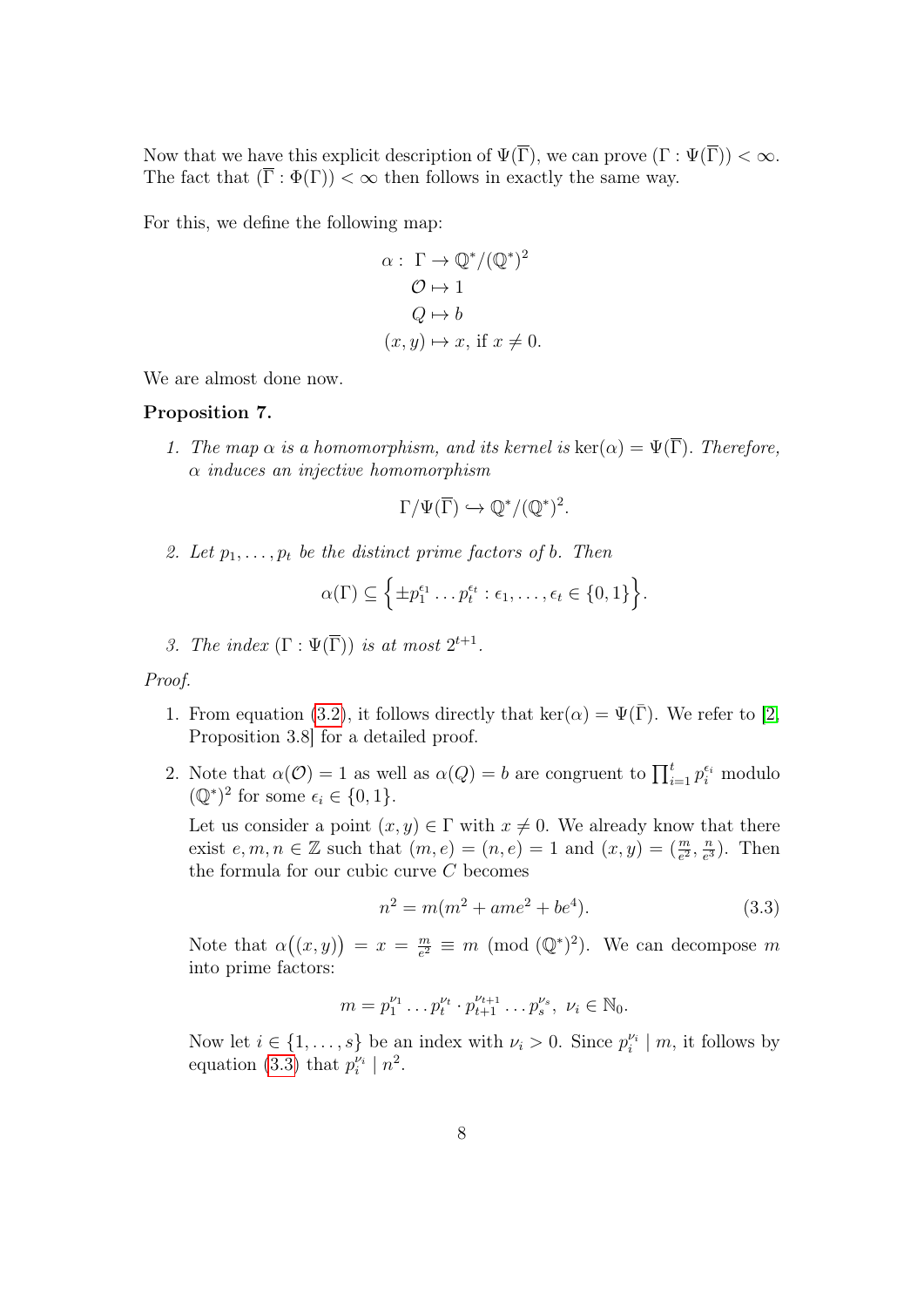Now that we have this explicit description of $\Psi(\overline{\Gamma})$, we can prove $(\Gamma : \Psi(\overline{\Gamma})) < \infty$. The fact that $(\overline{\Gamma} : \Phi(\Gamma)) < \infty$ then follows in exactly the same way.

For this, we define the following map:

$$\begin{aligned}
\alpha :\ \Gamma &\to \mathbb{Q}^*/(\mathbb{Q}^*)^2 \\
\mathcal{O} &\mapsto 1 \\
Q &\mapsto b \\
(x, y) &\mapsto x, \text{ if } x \neq 0.
\end{aligned}$$

We are almost done now.

**Proposition 7.**

1. *The map $\alpha$ is a homomorphism, and its kernel is $\ker(\alpha) = \Psi(\overline{\Gamma})$. Therefore, $\alpha$ induces an injective homomorphism*

$$\Gamma/\Psi(\overline{\Gamma}) \hookrightarrow \mathbb{Q}^*/(\mathbb{Q}^*)^2.$$

2. *Let $p_1, \dots, p_t$ be the distinct prime factors of $b$. Then*

$$\alpha(\Gamma) \subseteq \Big\{ \pm p_1^{\epsilon_1} \dots p_t^{\epsilon_t} : \epsilon_1, \dots, \epsilon_t \in \{0, 1\} \Big\}.$$

3. *The index $(\Gamma : \Psi(\overline{\Gamma}))$ is at most $2^{t+1}$.*

*Proof.*

1. From equation (3.2), it follows directly that $\ker(\alpha) = \Psi(\bar{\Gamma})$. We refer to [2, Proposition 3.8] for a detailed proof.

2. Note that $\alpha(\mathcal{O}) = 1$ as well as $\alpha(Q) = b$ are congruent to $\prod_{i=1}^{t} p_i^{\epsilon_i}$ modulo $(\mathbb{Q}^*)^2$ for some $\epsilon_i \in \{0, 1\}$.

   Let us consider a point $(x, y) \in \Gamma$ with $x \neq 0$. We already know that there exist $e, m, n \in \mathbb{Z}$ such that $(m, e) = (n, e) = 1$ and $(x, y) = (\frac{m}{e^2}, \frac{n}{e^3})$. Then the formula for our cubic curve $C$ becomes

$$n^2 = m(m^2 + ame^2 + be^4). \tag{3.3}$$

   Note that $\alpha\big((x, y)\big) = x = \frac{m}{e^2} \equiv m \pmod{(\mathbb{Q}^*)^2}$. We can decompose $m$ into prime factors:

$$m = p_1^{\nu_1} \dots p_t^{\nu_t} \cdot p_{t+1}^{\nu_{t+1}} \dots p_s^{\nu_s},\ \nu_i \in \mathbb{N}_0.$$

   Now let $i \in \{1, \dots, s\}$ be an index with $\nu_i > 0$. Since $p_i^{\nu_i} \mid m$, it follows by equation (3.3) that $p_i^{\nu_i} \mid n^2$.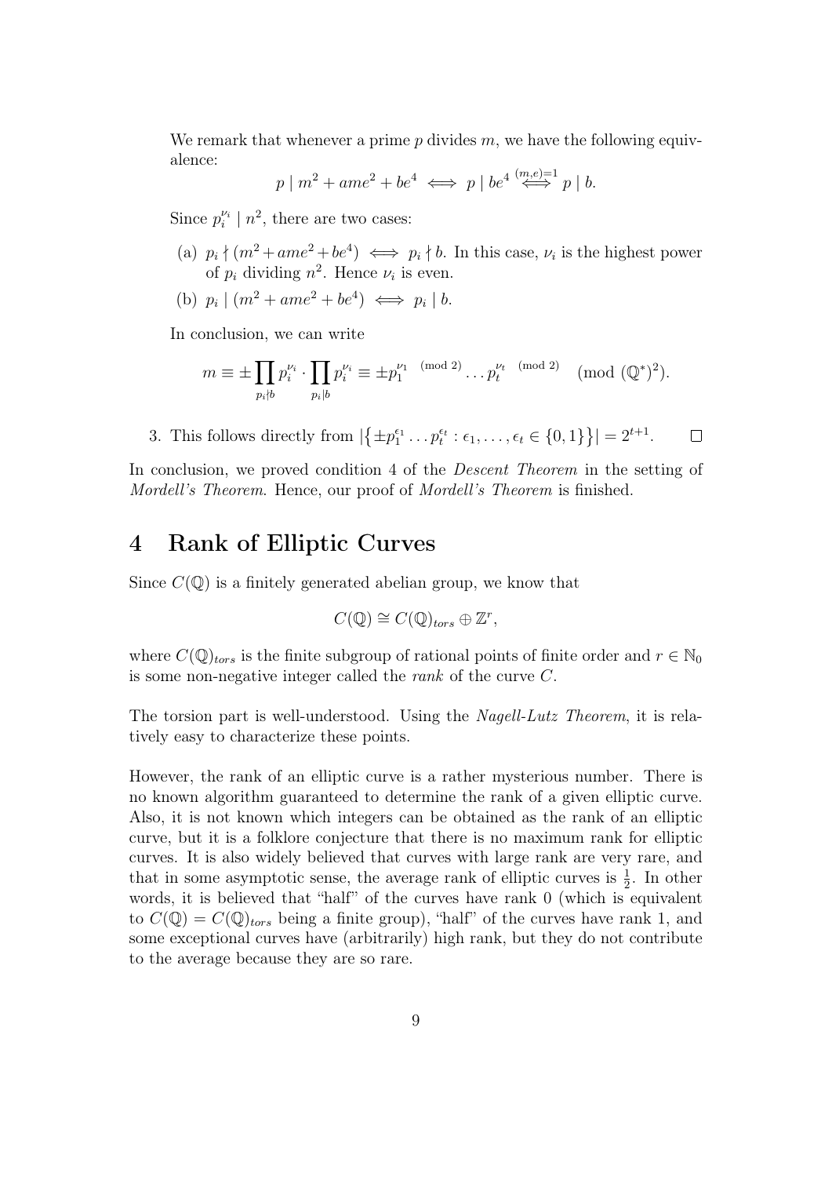We remark that whenever a prime $p$ divides $m$, we have the following equivalence:

$$p \mid m^2 + ame^2 + be^4 \iff p \mid be^4 \overset{(m,e)=1}{\iff} p \mid b.$$

Since $p_i^{\nu_i} \mid n^2$, there are two cases:

(a) $p_i \nmid (m^2 + ame^2 + be^4) \iff p_i \nmid b$. In this case, $\nu_i$ is the highest power of $p_i$ dividing $n^2$. Hence $\nu_i$ is even.

(b) $p_i \mid (m^2 + ame^2 + be^4) \iff p_i \mid b$.

In conclusion, we can write

$$m \equiv \pm \prod_{p_i \nmid b} p_i^{\nu_i} \cdot \prod_{p_i \mid b} p_i^{\nu_i} \equiv \pm p_1^{\nu_1 \pmod 2} \dots p_t^{\nu_t \pmod 2} \pmod{(\mathbb{Q}^*)^2}.$$

3. This follows directly from $|\{\pm p_1^{\epsilon_1} \dots p_t^{\epsilon_t} : \epsilon_1, \dots, \epsilon_t \in \{0,1\}\}| = 2^{t+1}$. $\square$

In conclusion, we proved condition 4 of the *Descent Theorem* in the setting of *Mordell's Theorem*. Hence, our proof of *Mordell's Theorem* is finished.

# 4 Rank of Elliptic Curves

Since $C(\mathbb{Q})$ is a finitely generated abelian group, we know that

$$C(\mathbb{Q}) \cong C(\mathbb{Q})_{tors} \oplus \mathbb{Z}^r,$$

where $C(\mathbb{Q})_{tors}$ is the finite subgroup of rational points of finite order and $r \in \mathbb{N}_0$ is some non-negative integer called the *rank* of the curve $C$.

The torsion part is well-understood. Using the *Nagell-Lutz Theorem*, it is relatively easy to characterize these points.

However, the rank of an elliptic curve is a rather mysterious number. There is no known algorithm guaranteed to determine the rank of a given elliptic curve. Also, it is not known which integers can be obtained as the rank of an elliptic curve, but it is a folklore conjecture that there is no maximum rank for elliptic curves. It is also widely believed that curves with large rank are very rare, and that in some asymptotic sense, the average rank of elliptic curves is $\frac{1}{2}$. In other words, it is believed that "half" of the curves have rank 0 (which is equivalent to $C(\mathbb{Q}) = C(\mathbb{Q})_{tors}$ being a finite group), "half" of the curves have rank 1, and some exceptional curves have (arbitrarily) high rank, but they do not contribute to the average because they are so rare.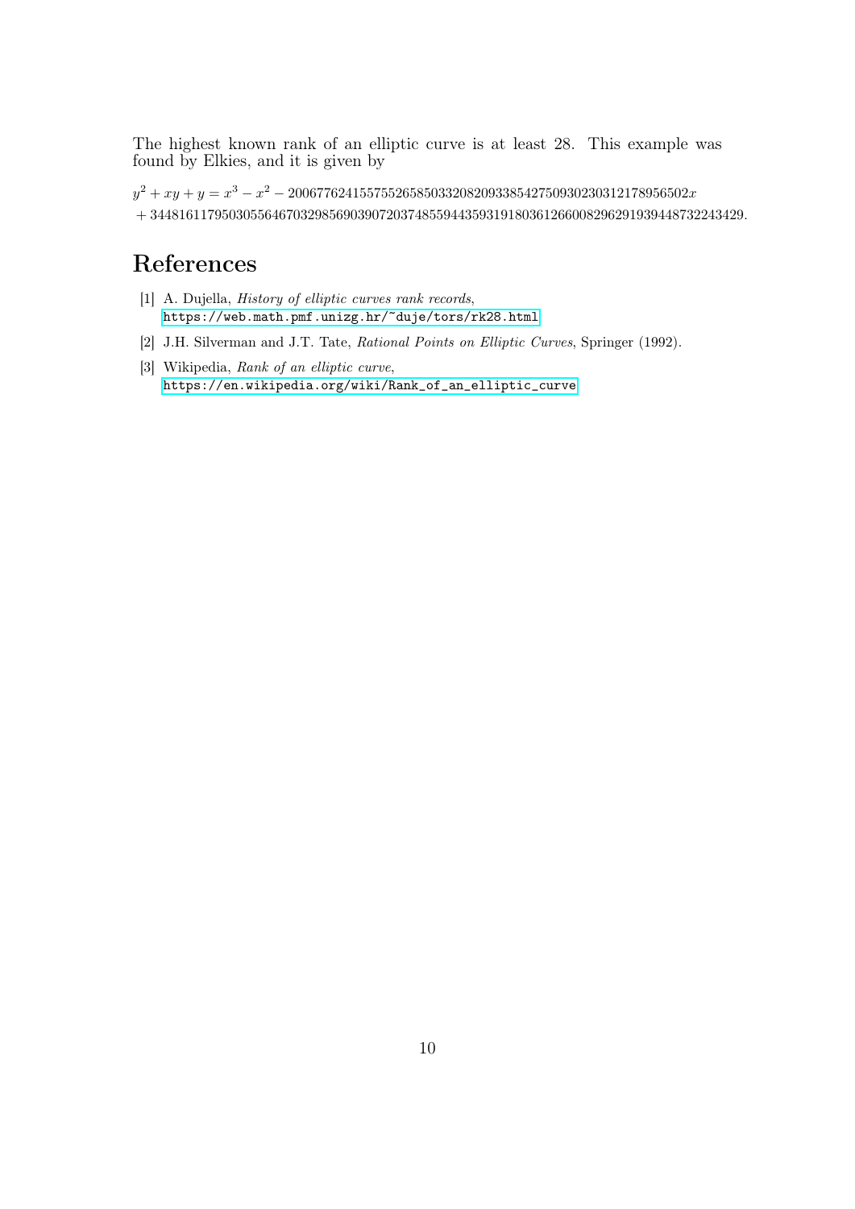The highest known rank of an elliptic curve is at least 28. This example was found by Elkies, and it is given by

$$
\begin{aligned}
&y^2 + xy + y = x^3 - x^2 - 20067762415575526585033208209338542750930230312178956502x \\
&+ 34481611795030556467032985690390720374855944359319180361266008296291939448732243429.
\end{aligned}
$$

# References

[1] A. Dujella, *History of elliptic curves rank records*, https://web.math.pmf.unizg.hr/~duje/tors/rk28.html

[2] J.H. Silverman and J.T. Tate, *Rational Points on Elliptic Curves*, Springer (1992).

[3] Wikipedia, *Rank of an elliptic curve*, https://en.wikipedia.org/wiki/Rank_of_an_elliptic_curve